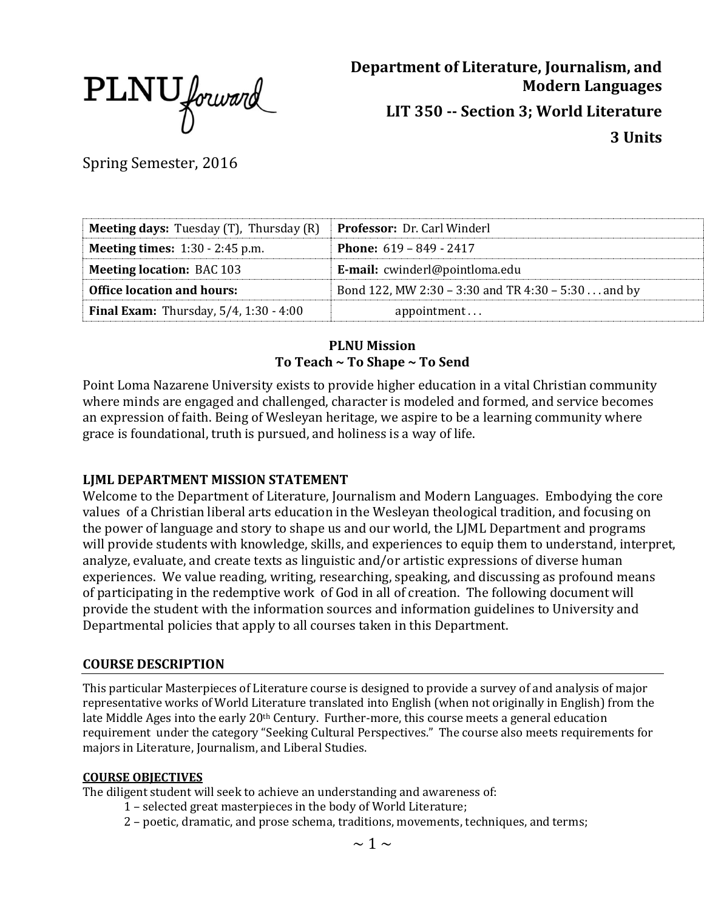PLNU forward

**Department of Literature, Journalism, and Modern Languages**

**LIT 350 -- Section 3; World Literature**

**3 Units**

Spring Semester, 2016

| **Meeting days:** Tuesday (T), Thursday (R) | **Professor:** Dr. Carl Winderl |
|---|---|
| **Meeting times:** 1:30 - 2:45 p.m. | **Phone:** 619 – 849 - 2417 |
| **Meeting location:** BAC 103 | **E-mail:** cwinderl@pointloma.edu |
| **Office location and hours:** | Bond 122, MW 2:30 – 3:30 and TR 4:30 – 5:30 . . . and by |
| **Final Exam:** Thursday, 5/4, 1:30 - 4:00 | appointment . . . |

**PLNU Mission**
**To Teach ~ To Shape ~ To Send**

Point Loma Nazarene University exists to provide higher education in a vital Christian community where minds are engaged and challenged, character is modeled and formed, and service becomes an expression of faith. Being of Wesleyan heritage, we aspire to be a learning community where grace is foundational, truth is pursued, and holiness is a way of life.

## LJML DEPARTMENT MISSION STATEMENT

Welcome to the Department of Literature, Journalism and Modern Languages. Embodying the core values of a Christian liberal arts education in the Wesleyan theological tradition, and focusing on the power of language and story to shape us and our world, the LJML Department and programs will provide students with knowledge, skills, and experiences to equip them to understand, interpret, analyze, evaluate, and create texts as linguistic and/or artistic expressions of diverse human experiences. We value reading, writing, researching, speaking, and discussing as profound means of participating in the redemptive work of God in all of creation. The following document will provide the student with the information sources and information guidelines to University and Departmental policies that apply to all courses taken in this Department.

## COURSE DESCRIPTION

This particular Masterpieces of Literature course is designed to provide a survey of and analysis of major representative works of World Literature translated into English (when not originally in English) from the late Middle Ages into the early 20th Century. Further-more, this course meets a general education requirement under the category "Seeking Cultural Perspectives." The course also meets requirements for majors in Literature, Journalism, and Liberal Studies.

### COURSE OBJECTIVES

The diligent student will seek to achieve an understanding and awareness of:

1 – selected great masterpieces in the body of World Literature;
2 – poetic, dramatic, and prose schema, traditions, movements, techniques, and terms;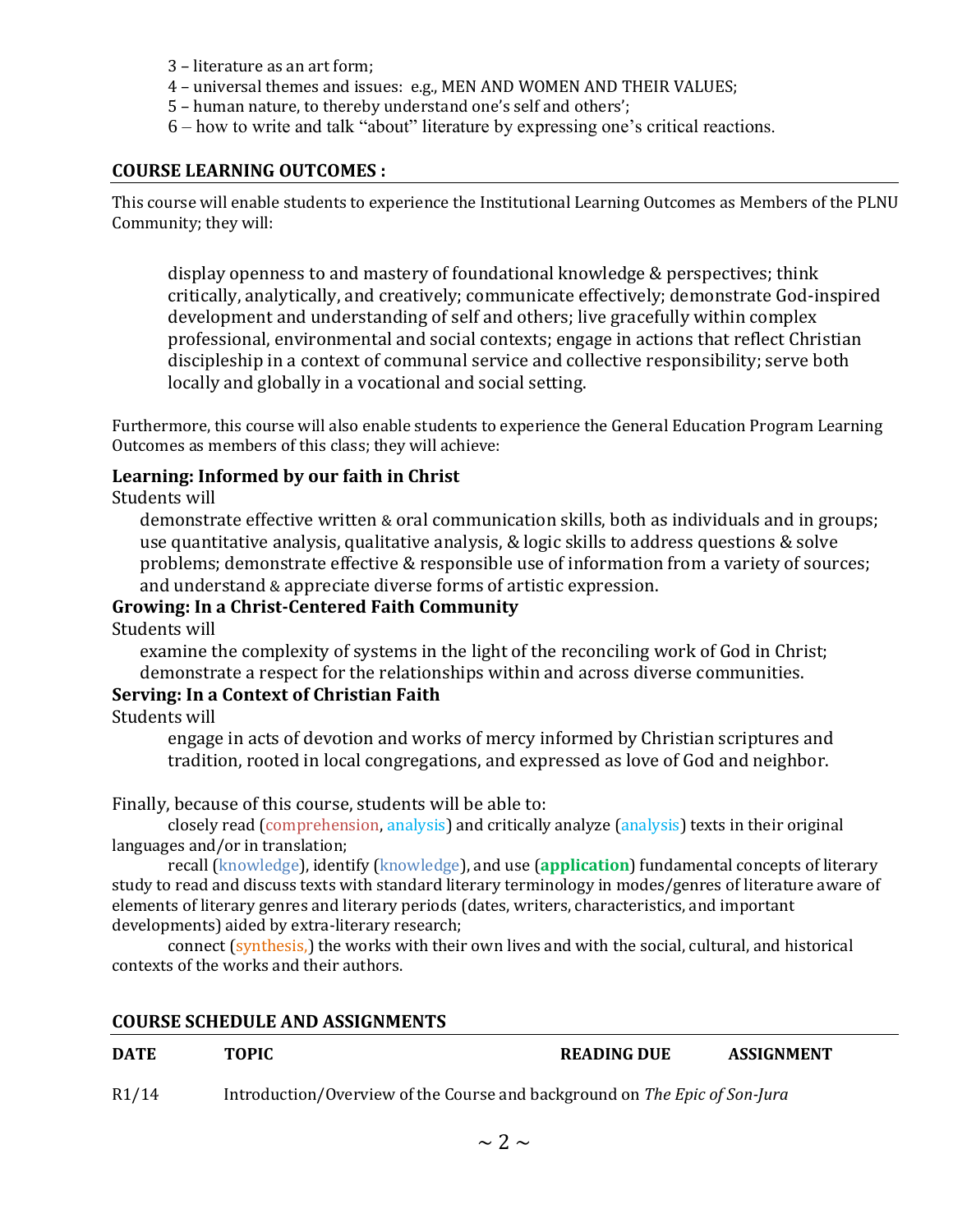3 – literature as an art form;
4 – universal themes and issues: e.g., MEN AND WOMEN AND THEIR VALUES;
5 – human nature, to thereby understand one's self and others';
6 – how to write and talk "about" literature by expressing one's critical reactions.

## COURSE LEARNING OUTCOMES :

This course will enable students to experience the Institutional Learning Outcomes as Members of the PLNU Community; they will:

> display openness to and mastery of foundational knowledge & perspectives; think critically, analytically, and creatively; communicate effectively; demonstrate God-inspired development and understanding of self and others; live gracefully within complex professional, environmental and social contexts; engage in actions that reflect Christian discipleship in a context of communal service and collective responsibility; serve both locally and globally in a vocational and social setting.

Furthermore, this course will also enable students to experience the General Education Program Learning Outcomes as members of this class; they will achieve:

**Learning: Informed by our faith in Christ**

Students will

> demonstrate effective written & oral communication skills, both as individuals and in groups; use quantitative analysis, qualitative analysis, & logic skills to address questions & solve problems; demonstrate effective & responsible use of information from a variety of sources; and understand & appreciate diverse forms of artistic expression.

**Growing: In a Christ-Centered Faith Community**

Students will

> examine the complexity of systems in the light of the reconciling work of God in Christ; demonstrate a respect for the relationships within and across diverse communities.

**Serving: In a Context of Christian Faith**

Students will

> engage in acts of devotion and works of mercy informed by Christian scriptures and tradition, rooted in local congregations, and expressed as love of God and neighbor.

Finally, because of this course, students will be able to:

closely read (comprehension, analysis) and critically analyze (analysis) texts in their original languages and/or in translation;

recall (knowledge), identify (knowledge), and use (**application**) fundamental concepts of literary study to read and discuss texts with standard literary terminology in modes/genres of literature aware of elements of literary genres and literary periods (dates, writers, characteristics, and important developments) aided by extra-literary research;

connect (synthesis,) the works with their own lives and with the social, cultural, and historical contexts of the works and their authors.

## COURSE SCHEDULE AND ASSIGNMENTS

| DATE | TOPIC | READING DUE | ASSIGNMENT |
|---|---|---|---|
| R1/14 | Introduction/Overview of the Course and background on *The Epic of Son-Jura* | | |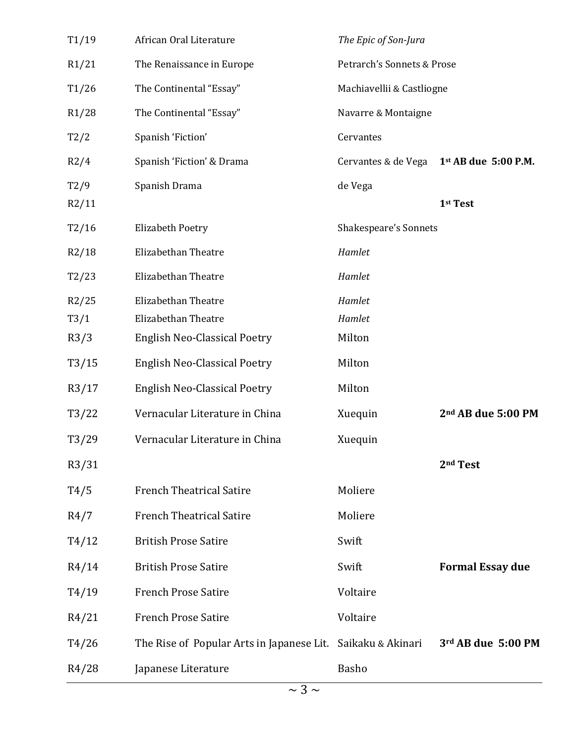| | | | |
|---|---|---|---|
| T1/19 | African Oral Literature | *The Epic of Son-Jura* | |
| R1/21 | The Renaissance in Europe | Petrarch's Sonnets & Prose | |
| T1/26 | The Continental "Essay" | Machiavellii & Castliogne | |
| R1/28 | The Continental "Essay" | Navarre & Montaigne | |
| T2/2 | Spanish 'Fiction' | Cervantes | |
| R2/4 | Spanish 'Fiction' & Drama | Cervantes & de Vega | **1st AB due 5:00 P.M.** |
| T2/9 | Spanish Drama | de Vega | |
| R2/11 | | | **1st Test** |
| T2/16 | Elizabeth Poetry | Shakespeare's Sonnets | |
| R2/18 | Elizabethan Theatre | *Hamlet* | |
| T2/23 | Elizabethan Theatre | *Hamlet* | |
| R2/25 | Elizabethan Theatre | *Hamlet* | |
| T3/1 | Elizabethan Theatre | *Hamlet* | |
| R3/3 | English Neo-Classical Poetry | Milton | |
| T3/15 | English Neo-Classical Poetry | Milton | |
| R3/17 | English Neo-Classical Poetry | Milton | |
| T3/22 | Vernacular Literature in China | Xuequin | **2nd AB due 5:00 PM** |
| T3/29 | Vernacular Literature in China | Xuequin | |
| R3/31 | | | **2nd Test** |
| T4/5 | French Theatrical Satire | Moliere | |
| R4/7 | French Theatrical Satire | Moliere | |
| T4/12 | British Prose Satire | Swift | |
| R4/14 | British Prose Satire | Swift | **Formal Essay due** |
| T4/19 | French Prose Satire | Voltaire | |
| R4/21 | French Prose Satire | Voltaire | |
| T4/26 | The Rise of Popular Arts in Japanese Lit. | Saikaku & Akinari | **3rd AB due 5:00 PM** |
| R4/28 | Japanese Literature | Basho | |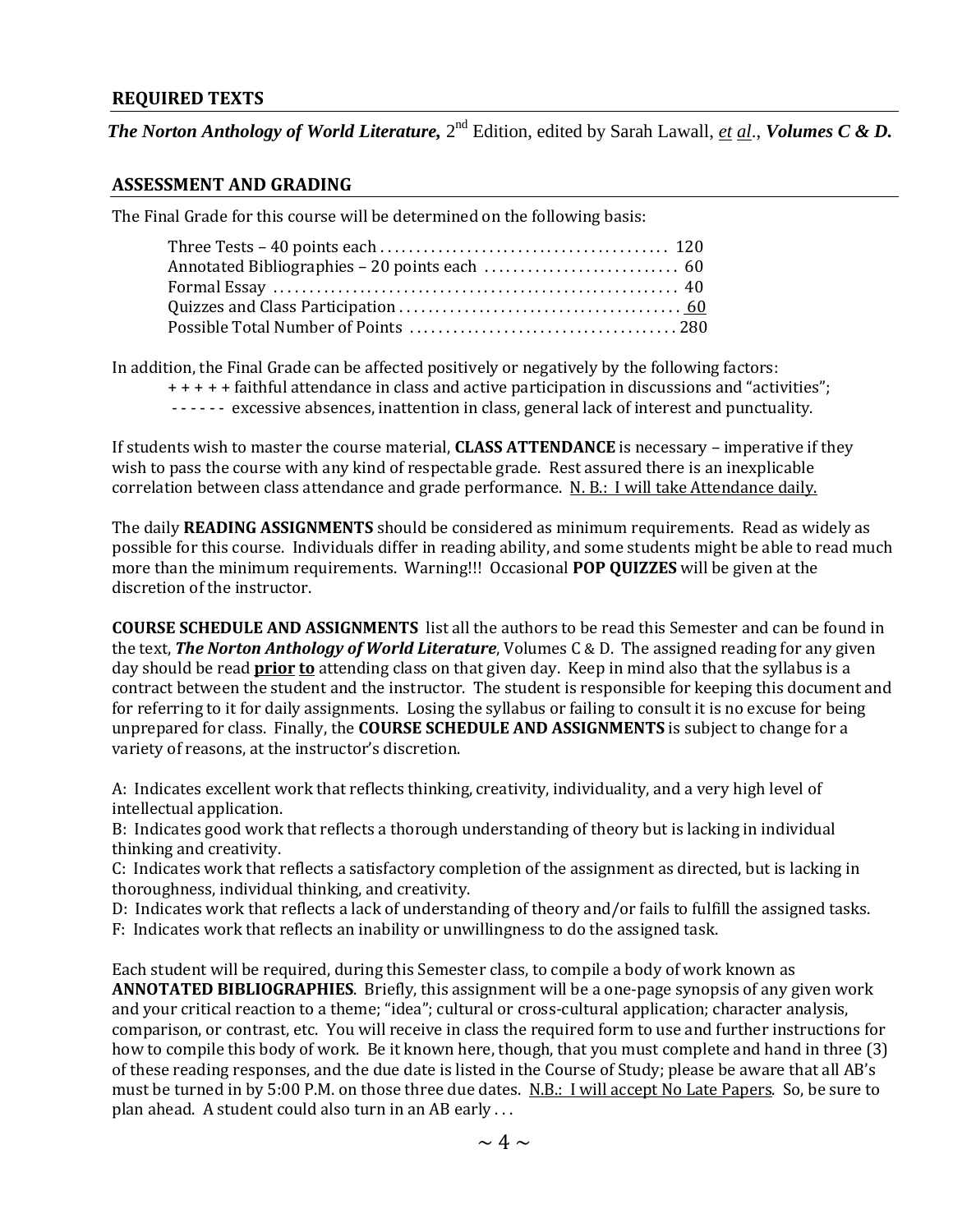## REQUIRED TEXTS

***The Norton Anthology of World Literature,*** 2nd Edition, edited by Sarah Lawall, *et al*., ***Volumes C & D.***

## ASSESSMENT AND GRADING

The Final Grade for this course will be determined on the following basis:

| | |
|---|---|
| Three Tests – 40 points each | 120 |
| Annotated Bibliographies – 20 points each | 60 |
| Formal Essay | 40 |
| Quizzes and Class Participation | 60 |
| Possible Total Number of Points | 280 |

In addition, the Final Grade can be affected positively or negatively by the following factors:

+ + + + + faithful attendance in class and active participation in discussions and "activities";

- - - - - - excessive absences, inattention in class, general lack of interest and punctuality.

If students wish to master the course material, **CLASS ATTENDANCE** is necessary – imperative if they wish to pass the course with any kind of respectable grade. Rest assured there is an inexplicable correlation between class attendance and grade performance. N. B.: I will take Attendance daily.

The daily **READING ASSIGNMENTS** should be considered as minimum requirements. Read as widely as possible for this course. Individuals differ in reading ability, and some students might be able to read much more than the minimum requirements. Warning!!! Occasional **POP QUIZZES** will be given at the discretion of the instructor.

**COURSE SCHEDULE AND ASSIGNMENTS** list all the authors to be read this Semester and can be found in the text, ***The Norton Anthology of World Literature***, Volumes C & D. The assigned reading for any given day should be read **prior to** attending class on that given day. Keep in mind also that the syllabus is a contract between the student and the instructor. The student is responsible for keeping this document and for referring to it for daily assignments. Losing the syllabus or failing to consult it is no excuse for being unprepared for class. Finally, the **COURSE SCHEDULE AND ASSIGNMENTS** is subject to change for a variety of reasons, at the instructor's discretion.

A: Indicates excellent work that reflects thinking, creativity, individuality, and a very high level of intellectual application.
B: Indicates good work that reflects a thorough understanding of theory but is lacking in individual thinking and creativity.
C: Indicates work that reflects a satisfactory completion of the assignment as directed, but is lacking in thoroughness, individual thinking, and creativity.
D: Indicates work that reflects a lack of understanding of theory and/or fails to fulfill the assigned tasks.
F: Indicates work that reflects an inability or unwillingness to do the assigned task.

Each student will be required, during this Semester class, to compile a body of work known as **ANNOTATED BIBLIOGRAPHIES**. Briefly, this assignment will be a one-page synopsis of any given work and your critical reaction to a theme; "idea"; cultural or cross-cultural application; character analysis, comparison, or contrast, etc. You will receive in class the required form to use and further instructions for how to compile this body of work. Be it known here, though, that you must complete and hand in three (3) of these reading responses, and the due date is listed in the Course of Study; please be aware that all AB's must be turned in by 5:00 P.M. on those three due dates. N.B.: I will accept No Late Papers. So, be sure to plan ahead. A student could also turn in an AB early . . .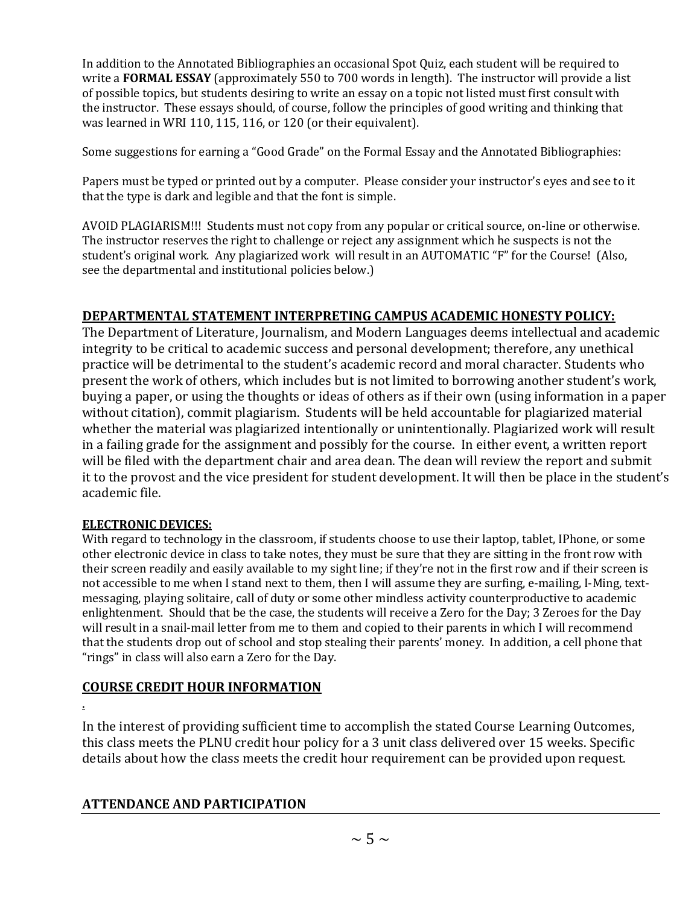In addition to the Annotated Bibliographies an occasional Spot Quiz, each student will be required to write a **FORMAL ESSAY** (approximately 550 to 700 words in length). The instructor will provide a list of possible topics, but students desiring to write an essay on a topic not listed must first consult with the instructor. These essays should, of course, follow the principles of good writing and thinking that was learned in WRI 110, 115, 116, or 120 (or their equivalent).

Some suggestions for earning a "Good Grade" on the Formal Essay and the Annotated Bibliographies:

Papers must be typed or printed out by a computer. Please consider your instructor's eyes and see to it that the type is dark and legible and that the font is simple.

AVOID PLAGIARISM!!! Students must not copy from any popular or critical source, on-line or otherwise. The instructor reserves the right to challenge or reject any assignment which he suspects is not the student's original work. Any plagiarized work will result in an AUTOMATIC "F" for the Course! (Also, see the departmental and institutional policies below.)

## DEPARTMENTAL STATEMENT INTERPRETING CAMPUS ACADEMIC HONESTY POLICY:

The Department of Literature, Journalism, and Modern Languages deems intellectual and academic integrity to be critical to academic success and personal development; therefore, any unethical practice will be detrimental to the student's academic record and moral character. Students who present the work of others, which includes but is not limited to borrowing another student's work, buying a paper, or using the thoughts or ideas of others as if their own (using information in a paper without citation), commit plagiarism. Students will be held accountable for plagiarized material whether the material was plagiarized intentionally or unintentionally. Plagiarized work will result in a failing grade for the assignment and possibly for the course. In either event, a written report will be filed with the department chair and area dean. The dean will review the report and submit it to the provost and the vice president for student development. It will then be place in the student's academic file.

### ELECTRONIC DEVICES:

With regard to technology in the classroom, if students choose to use their laptop, tablet, IPhone, or some other electronic device in class to take notes, they must be sure that they are sitting in the front row with their screen readily and easily available to my sight line; if they're not in the first row and if their screen is not accessible to me when I stand next to them, then I will assume they are surfing, e-mailing, I-Ming, text-messaging, playing solitaire, call of duty or some other mindless activity counterproductive to academic enlightenment. Should that be the case, the students will receive a Zero for the Day; 3 Zeroes for the Day will result in a snail-mail letter from me to them and copied to their parents in which I will recommend that the students drop out of school and stop stealing their parents' money. In addition, a cell phone that "rings" in class will also earn a Zero for the Day.

## COURSE CREDIT HOUR INFORMATION

.

In the interest of providing sufficient time to accomplish the stated Course Learning Outcomes, this class meets the PLNU credit hour policy for a 3 unit class delivered over 15 weeks. Specific details about how the class meets the credit hour requirement can be provided upon request.

## ATTENDANCE AND PARTICIPATION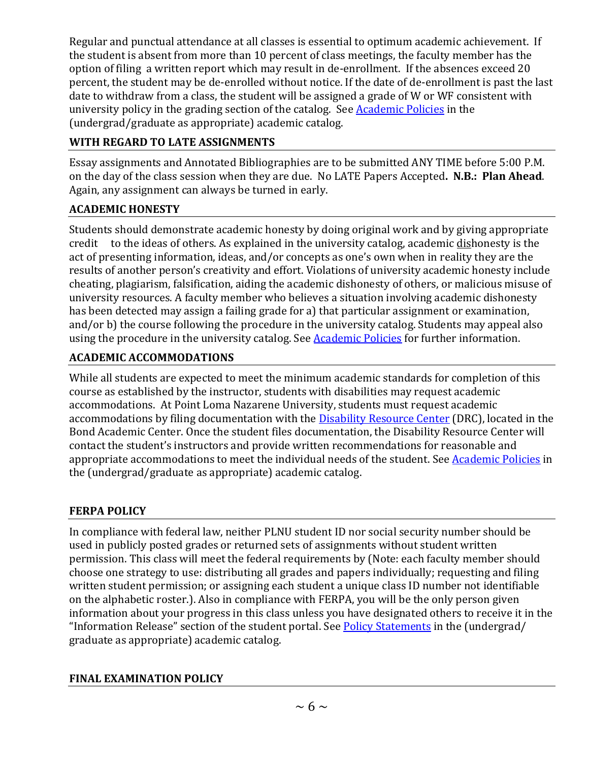Regular and punctual attendance at all classes is essential to optimum academic achievement. If the student is absent from more than 10 percent of class meetings, the faculty member has the option of filing a written report which may result in de-enrollment. If the absences exceed 20 percent, the student may be de-enrolled without notice. If the date of de-enrollment is past the last date to withdraw from a class, the student will be assigned a grade of W or WF consistent with university policy in the grading section of the catalog. See [Academic Policies](#) in the (undergrad/graduate as appropriate) academic catalog.

### WITH REGARD TO LATE ASSIGNMENTS

Essay assignments and Annotated Bibliographies are to be submitted ANY TIME before 5:00 P.M. on the day of the class session when they are due. No LATE Papers Accepted**. N.B.: Plan Ahead**. Again, any assignment can always be turned in early.

### ACADEMIC HONESTY

Students should demonstrate academic honesty by doing original work and by giving appropriate credit to the ideas of others. As explained in the university catalog, academic dishonesty is the act of presenting information, ideas, and/or concepts as one's own when in reality they are the results of another person's creativity and effort. Violations of university academic honesty include cheating, plagiarism, falsification, aiding the academic dishonesty of others, or malicious misuse of university resources. A faculty member who believes a situation involving academic dishonesty has been detected may assign a failing grade for a) that particular assignment or examination, and/or b) the course following the procedure in the university catalog. Students may appeal also using the procedure in the university catalog. See [Academic Policies](#) for further information.

### ACADEMIC ACCOMMODATIONS

While all students are expected to meet the minimum academic standards for completion of this course as established by the instructor, students with disabilities may request academic accommodations. At Point Loma Nazarene University, students must request academic accommodations by filing documentation with the [Disability Resource Center](#) (DRC), located in the Bond Academic Center. Once the student files documentation, the Disability Resource Center will contact the student's instructors and provide written recommendations for reasonable and appropriate accommodations to meet the individual needs of the student. See [Academic Policies](#) in the (undergrad/graduate as appropriate) academic catalog.

### FERPA POLICY

In compliance with federal law, neither PLNU student ID nor social security number should be used in publicly posted grades or returned sets of assignments without student written permission. This class will meet the federal requirements by (Note: each faculty member should choose one strategy to use: distributing all grades and papers individually; requesting and filing written student permission; or assigning each student a unique class ID number not identifiable on the alphabetic roster.). Also in compliance with FERPA, you will be the only person given information about your progress in this class unless you have designated others to receive it in the "Information Release" section of the student portal. See [Policy Statements](#) in the (undergrad/ graduate as appropriate) academic catalog.

### FINAL EXAMINATION POLICY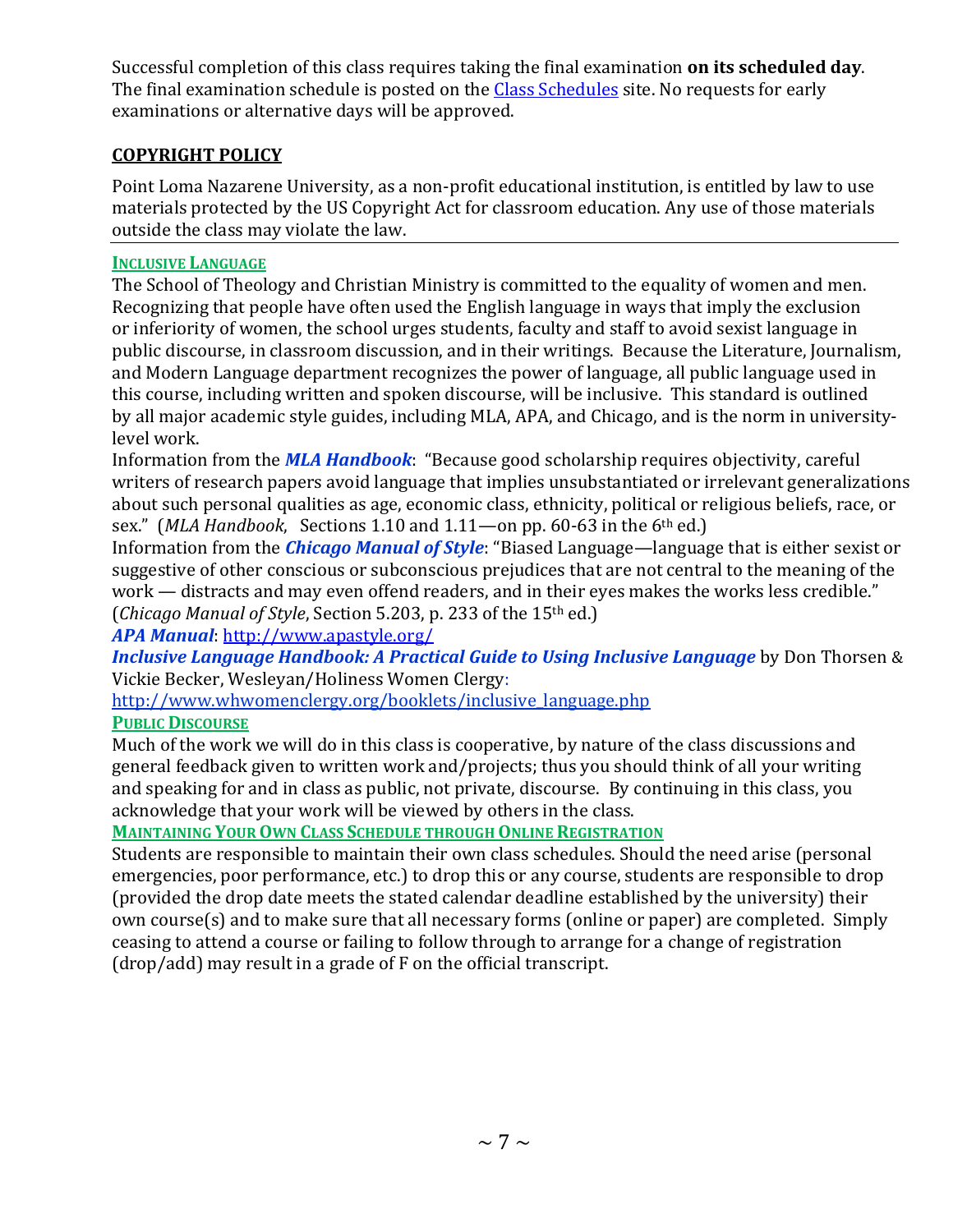Successful completion of this class requires taking the final examination **on its scheduled day**. The final examination schedule is posted on the [Class Schedules](#) site. No requests for early examinations or alternative days will be approved.

## COPYRIGHT POLICY

Point Loma Nazarene University, as a non-profit educational institution, is entitled by law to use materials protected by the US Copyright Act for classroom education. Any use of those materials outside the class may violate the law.

---

### INCLUSIVE LANGUAGE

The School of Theology and Christian Ministry is committed to the equality of women and men. Recognizing that people have often used the English language in ways that imply the exclusion or inferiority of women, the school urges students, faculty and staff to avoid sexist language in public discourse, in classroom discussion, and in their writings. Because the Literature, Journalism, and Modern Language department recognizes the power of language, all public language used in this course, including written and spoken discourse, will be inclusive. This standard is outlined by all major academic style guides, including MLA, APA, and Chicago, and is the norm in university-level work.

Information from the ***MLA Handbook***: "Because good scholarship requires objectivity, careful writers of research papers avoid language that implies unsubstantiated or irrelevant generalizations about such personal qualities as age, economic class, ethnicity, political or religious beliefs, race, or sex." (*MLA Handbook*, Sections 1.10 and 1.11—on pp. 60-63 in the 6th ed.)

Information from the ***Chicago Manual of Style***: "Biased Language—language that is either sexist or suggestive of other conscious or subconscious prejudices that are not central to the meaning of the work — distracts and may even offend readers, and in their eyes makes the works less credible." (*Chicago Manual of Style*, Section 5.203, p. 233 of the 15th ed.)

***APA Manual***: http://www.apastyle.org/

***Inclusive Language Handbook: A Practical Guide to Using Inclusive Language*** by Don Thorsen & Vickie Becker, Wesleyan/Holiness Women Clergy:
http://www.whwomenclergy.org/booklets/inclusive_language.php

### PUBLIC DISCOURSE

Much of the work we will do in this class is cooperative, by nature of the class discussions and general feedback given to written work and/projects; thus you should think of all your writing and speaking for and in class as public, not private, discourse. By continuing in this class, you acknowledge that your work will be viewed by others in the class.

### MAINTAINING YOUR OWN CLASS SCHEDULE THROUGH ONLINE REGISTRATION

Students are responsible to maintain their own class schedules. Should the need arise (personal emergencies, poor performance, etc.) to drop this or any course, students are responsible to drop (provided the drop date meets the stated calendar deadline established by the university) their own course(s) and to make sure that all necessary forms (online or paper) are completed. Simply ceasing to attend a course or failing to follow through to arrange for a change of registration (drop/add) may result in a grade of F on the official transcript.